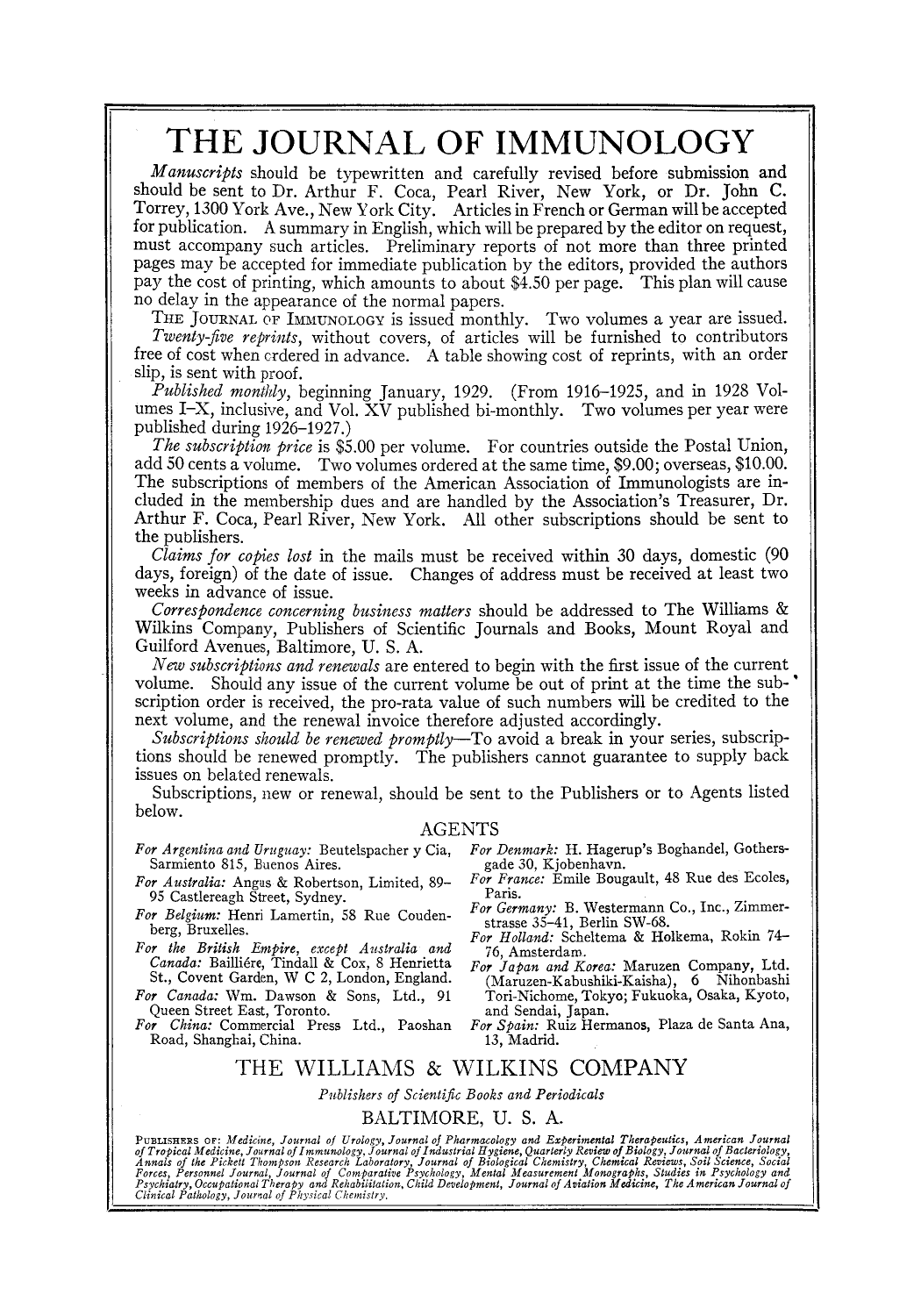# THE JOURNAL OF IMMUNOLOGY

*Manuscripts* should be typewritten and carefully revised before submission and should be sent to Dr. Arthur F. Coca, Pearl River, New York, or Dr. John C. Torrey, 1300 York Ave., New York City. Articles in French or German will be accepted for publication. A summary in English, which will be prepared by the editor on request, must accompany such articles. Preliminary reports of not more than three printed pages may be accepted for immediate publication by the editors, provided the authors pay the cost of printing, which amounts to about $4.50 per page. This plan will cause no delay in the appearance of the normal papers.

THE JOURNAL OF IMMUNOLOGY is issued monthly. Two volumes a year are issued.

*Twenty-five reprints*, without covers, of articles will be furnished to contributors free of cost when ordered in advance. A table showing cost of reprints, with an order slip, is sent with proof.

*Published monthly*, beginning January, 1929. (From 1916–1925, and in 1928 Volumes I–X, inclusive, and Vol. XV published bi-monthly. Two volumes per year were published during 1926–1927.)

*The subscription price* is $5.00 per volume. For countries outside the Postal Union, add 50 cents a volume. Two volumes ordered at the same time, $9.00; overseas, $10.00. The subscriptions of members of the American Association of Immunologists are included in the membership dues and are handled by the Association's Treasurer, Dr. Arthur F. Coca, Pearl River, New York. All other subscriptions should be sent to the publishers.

*Claims for copies lost* in the mails must be received within 30 days, domestic (90 days, foreign) of the date of issue. Changes of address must be received at least two weeks in advance of issue.

*Correspondence concerning business matters* should be addressed to The Williams & Wilkins Company, Publishers of Scientific Journals and Books, Mount Royal and Guilford Avenues, Baltimore, U. S. A.

*New subscriptions and renewals* are entered to begin with the first issue of the current volume. Should any issue of the current volume be out of print at the time the subscription order is received, the pro-rata value of such numbers will be credited to the next volume, and the renewal invoice therefore adjusted accordingly.

*Subscriptions should be renewed promptly*—To avoid a break in your series, subscriptions should be renewed promptly. The publishers cannot guarantee to supply back issues on belated renewals.

Subscriptions, new or renewal, should be sent to the Publishers or to Agents listed below.

## AGENTS

*For Argentina and Uruguay:* Beutelspacher y Cia, Sarmiento 815, Buenos Aires.

*For Australia:* Angus & Robertson, Limited, 89–95 Castlereagh Street, Sydney.

*For Belgium:* Henri Lamertin, 58 Rue Coudenberg, Bruxelles.

*For the British Empire, except Australia and Canada:* Baillière, Tindall & Cox, 8 Henrietta St., Covent Garden, W C 2, London, England.

*For Canada:* Wm. Dawson & Sons, Ltd., 91 Queen Street East, Toronto.

*For China:* Commercial Press Ltd., Paoshan Road, Shanghai, China.

*For Denmark:* H. Hagerup's Boghandel, Gothersgade 30, Kjobenhavn.

*For France:* Emile Bougault, 48 Rue des Ecoles, Paris.

*For Germany:* B. Westermann Co., Inc., Zimmerstrasse 35–41, Berlin SW-68.

*For Holland:* Scheltema & Holkema, Rokin 74–76, Amsterdam.

*For Japan and Korea:* Maruzen Company, Ltd. (Maruzen-Kabushiki-Kaisha), 6 Nihonbashi Tori-Nichome, Tokyo; Fukuoka, Osaka, Kyoto, and Sendai, Japan.

*For Spain:* Ruiz Hermanos, Plaza de Santa Ana, 13, Madrid.

## THE WILLIAMS & WILKINS COMPANY

*Publishers of Scientific Books and Periodicals*

BALTIMORE, U. S. A.

PUBLISHERS OF: *Medicine, Journal of Urology, Journal of Pharmacology and Experimental Therapeutics, American Journal of Tropical Medicine, Journal of Immunology, Journal of Industrial Hygiene, Quarterly Review of Biology, Journal of Bacteriology, Annals of the Pickett Thompson Research Laboratory, Journal of Biological Chemistry, Chemical Reviews, Soil Science, Social Forces, Personnel Journal, Journal of Comparative Psychology, Mental Measurement Monographs, Studies in Psychology and Psychiatry, Occupational Therapy and Rehabilitation, Child Development, Journal of Aviation Medicine, The American Journal of Clinical Pathology, Journal of Physical Chemistry.*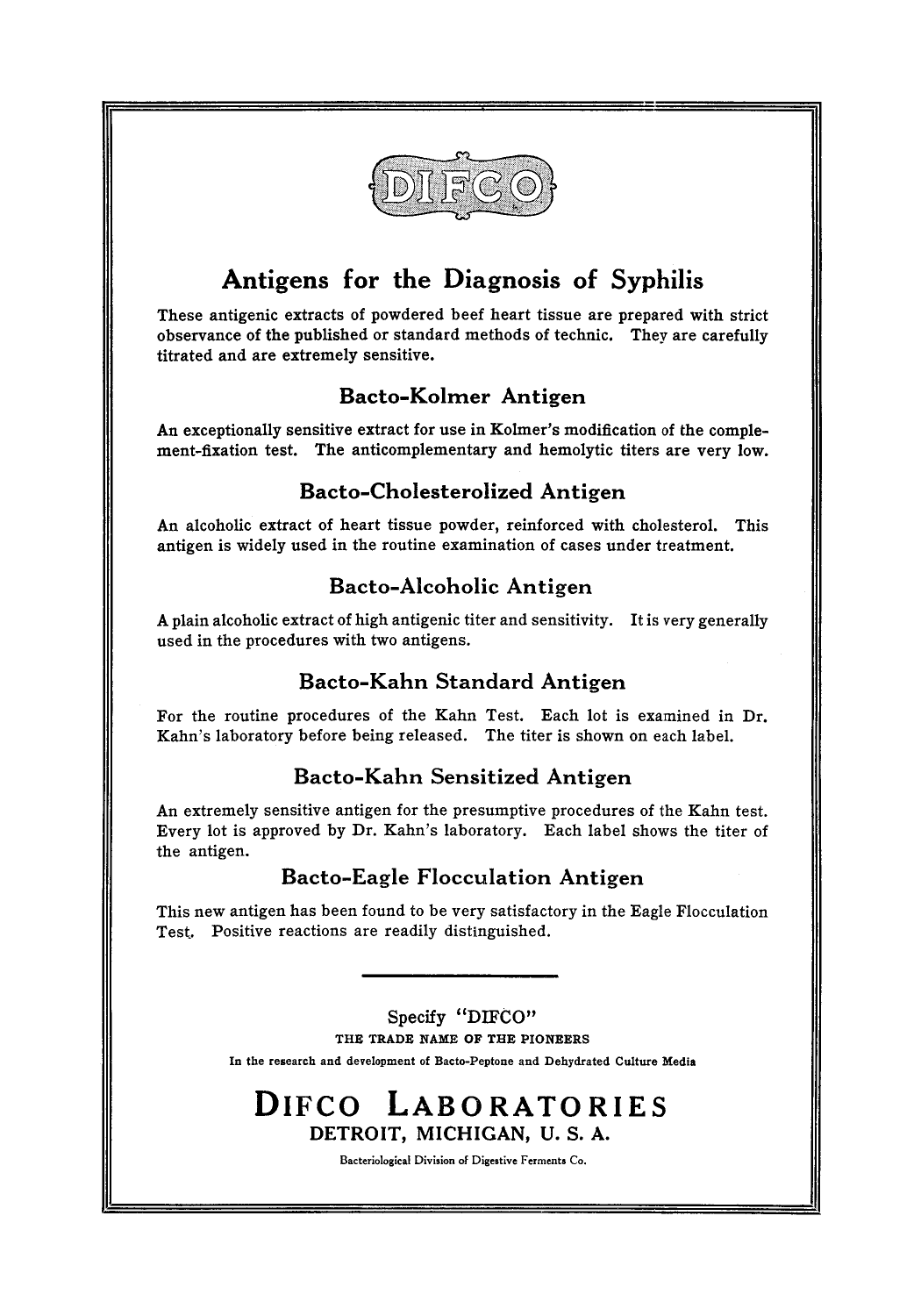DIFCO

# Antigens for the Diagnosis of Syphilis

These antigenic extracts of powdered beef heart tissue are prepared with strict observance of the published or standard methods of technic. They are carefully titrated and are extremely sensitive.

## Bacto-Kolmer Antigen

An exceptionally sensitive extract for use in Kolmer's modification of the complement-fixation test. The anticomplementary and hemolytic titers are very low.

## Bacto-Cholesterolized Antigen

An alcoholic extract of heart tissue powder, reinforced with cholesterol. This antigen is widely used in the routine examination of cases under treatment.

## Bacto-Alcoholic Antigen

A plain alcoholic extract of high antigenic titer and sensitivity. It is very generally used in the procedures with two antigens.

## Bacto-Kahn Standard Antigen

For the routine procedures of the Kahn Test. Each lot is examined in Dr. Kahn's laboratory before being released. The titer is shown on each label.

## Bacto-Kahn Sensitized Antigen

An extremely sensitive antigen for the presumptive procedures of the Kahn test. Every lot is approved by Dr. Kahn's laboratory. Each label shows the titer of the antigen.

## Bacto-Eagle Flocculation Antigen

This new antigen has been found to be very satisfactory in the Eagle Flocculation Test. Positive reactions are readily distinguished.

---

Specify "DIFCO"

THE TRADE NAME OF THE PIONEERS

In the research and development of Bacto-Peptone and Dehydrated Culture Media

# DIFCO LABORATORIES

DETROIT, MICHIGAN, U. S. A.

Bacteriological Division of Digestive Ferments Co.